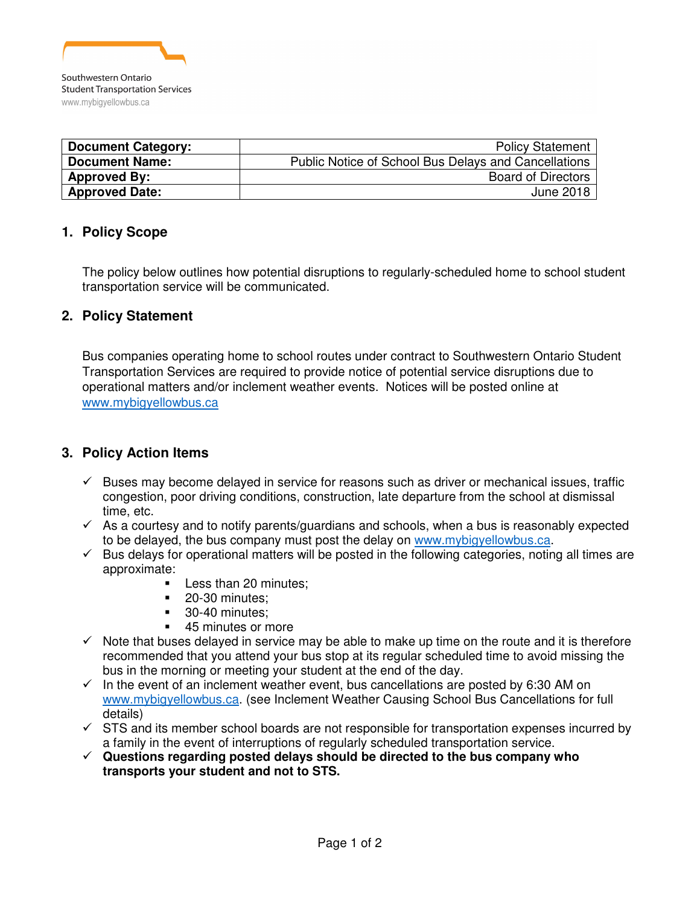Southwestern Ontario
Student Transportation Services
www.mybigyellowbus.ca

| Document Category: | Policy Statement |
|---|---|
| Document Name: | Public Notice of School Bus Delays and Cancellations |
| Approved By: | Board of Directors |
| Approved Date: | June 2018 |

## 1. Policy Scope

The policy below outlines how potential disruptions to regularly-scheduled home to school student transportation service will be communicated.

## 2. Policy Statement

Bus companies operating home to school routes under contract to Southwestern Ontario Student Transportation Services are required to provide notice of potential service disruptions due to operational matters and/or inclement weather events. Notices will be posted online at www.mybigyellowbus.ca

## 3. Policy Action Items

- ✓ Buses may become delayed in service for reasons such as driver or mechanical issues, traffic congestion, poor driving conditions, construction, late departure from the school at dismissal time, etc.
- ✓ As a courtesy and to notify parents/guardians and schools, when a bus is reasonably expected to be delayed, the bus company must post the delay on www.mybigyellowbus.ca.
- ✓ Bus delays for operational matters will be posted in the following categories, noting all times are approximate:
  - Less than 20 minutes;
  - 20-30 minutes;
  - 30-40 minutes;
  - 45 minutes or more
- ✓ Note that buses delayed in service may be able to make up time on the route and it is therefore recommended that you attend your bus stop at its regular scheduled time to avoid missing the bus in the morning or meeting your student at the end of the day.
- ✓ In the event of an inclement weather event, bus cancellations are posted by 6:30 AM on www.mybigyellowbus.ca. (see Inclement Weather Causing School Bus Cancellations for full details)
- ✓ STS and its member school boards are not responsible for transportation expenses incurred by a family in the event of interruptions of regularly scheduled transportation service.
- ✓ **Questions regarding posted delays should be directed to the bus company who transports your student and not to STS.**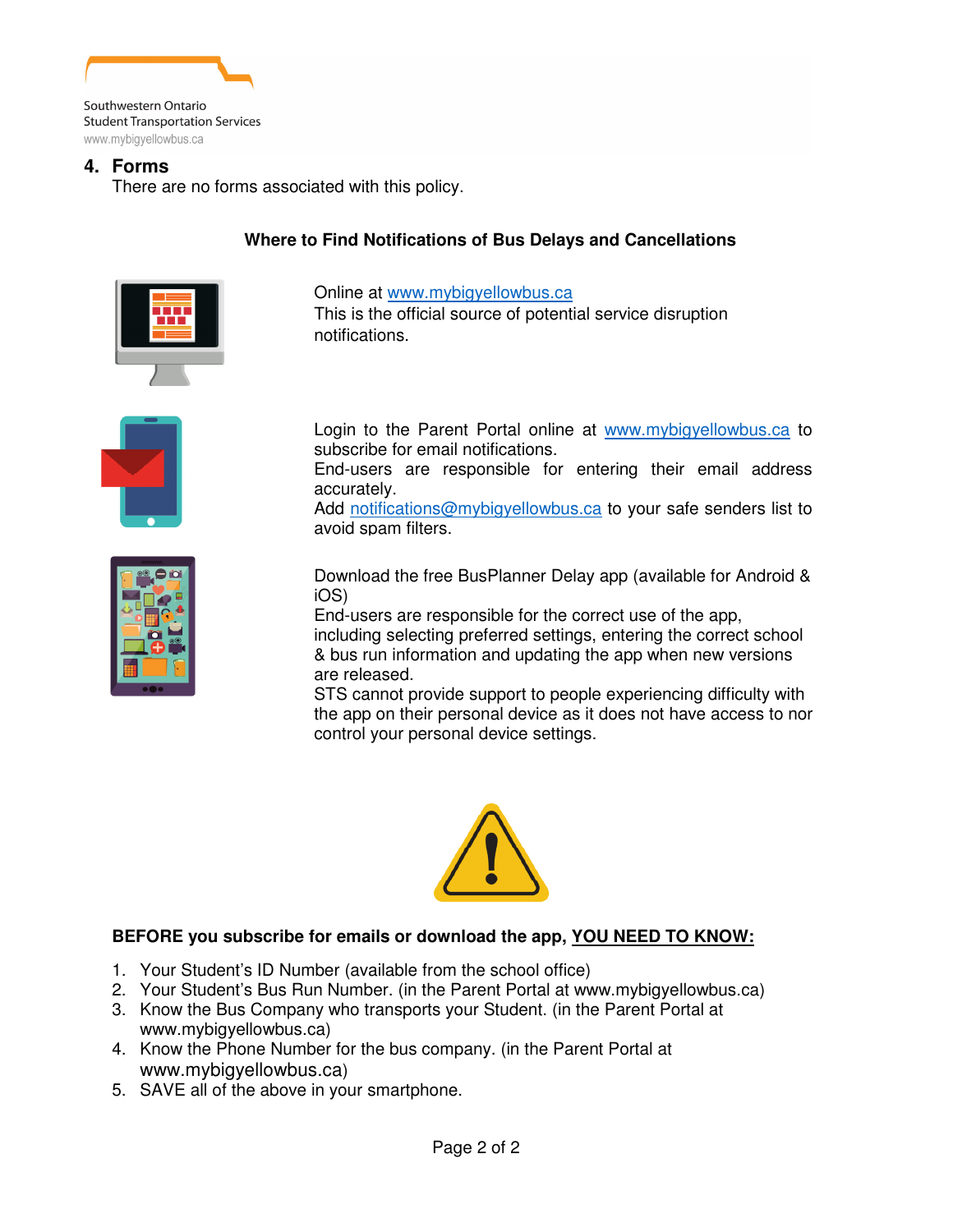## 4. Forms

There are no forms associated with this policy.

**Where to Find Notifications of Bus Delays and Cancellations**

Online at www.mybigyellowbus.ca
This is the official source of potential service disruption notifications.

Login to the Parent Portal online at www.mybigyellowbus.ca to subscribe for email notifications.
End-users are responsible for entering their email address accurately.
Add notifications@mybigyellowbus.ca to your safe senders list to avoid spam filters.

Download the free BusPlanner Delay app (available for Android & iOS)
End-users are responsible for the correct use of the app, including selecting preferred settings, entering the correct school & bus run information and updating the app when new versions are released.
STS cannot provide support to people experiencing difficulty with the app on their personal device as it does not have access to nor control your personal device settings.

**BEFORE you subscribe for emails or download the app, <u>YOU NEED TO KNOW:</u>**

1. Your Student's ID Number (available from the school office)
2. Your Student's Bus Run Number. (in the Parent Portal at www.mybigyellowbus.ca)
3. Know the Bus Company who transports your Student. (in the Parent Portal at www.mybigyellowbus.ca)
4. Know the Phone Number for the bus company. (in the Parent Portal at www.mybigyellowbus.ca)
5. SAVE all of the above in your smartphone.